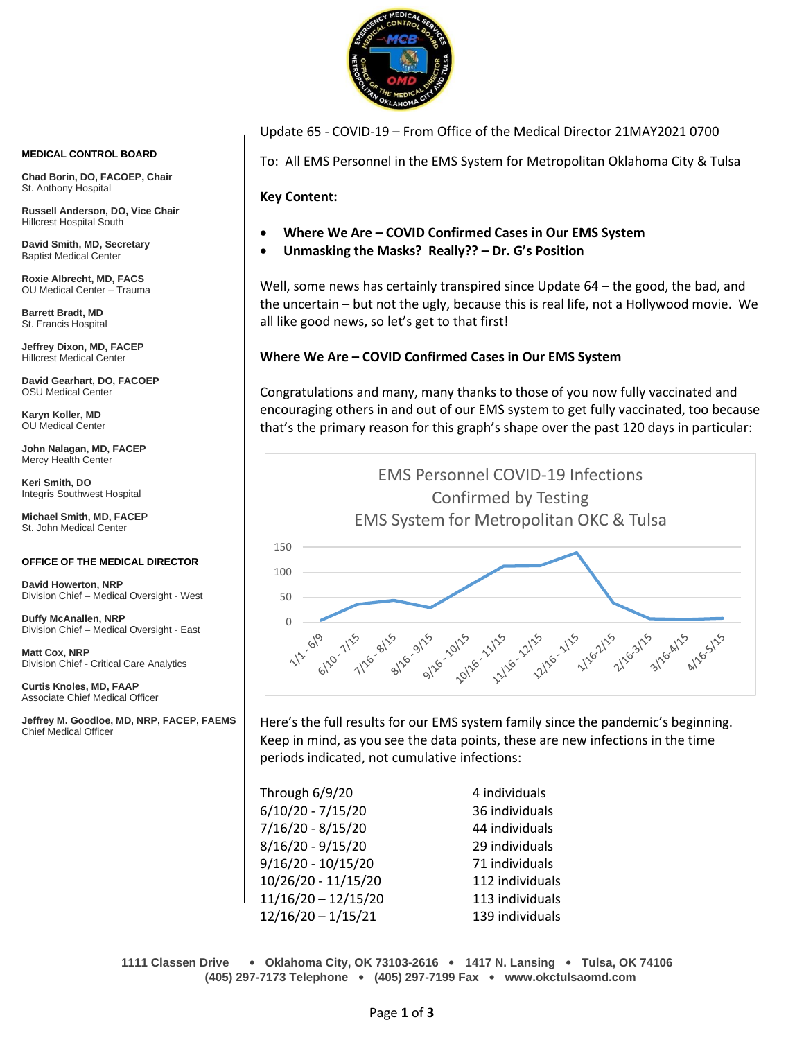**MEDICAL CONTROL BOARD**

**Chad Borin, DO, FACOEP, Chair**
St. Anthony Hospital

**Russell Anderson, DO, Vice Chair**
Hillcrest Hospital South

**David Smith, MD, Secretary**
Baptist Medical Center

**Roxie Albrecht, MD, FACS**
OU Medical Center – Trauma

**Barrett Bradt, MD**
St. Francis Hospital

**Jeffrey Dixon, MD, FACEP**
Hillcrest Medical Center

**David Gearhart, DO, FACOEP**
OSU Medical Center

**Karyn Koller, MD**
OU Medical Center

**John Nalagan, MD, FACEP**
Mercy Health Center

**Keri Smith, DO**
Integris Southwest Hospital

**Michael Smith, MD, FACEP**
St. John Medical Center

**OFFICE OF THE MEDICAL DIRECTOR**

**David Howerton, NRP**
Division Chief – Medical Oversight - West

**Duffy McAnallen, NRP**
Division Chief – Medical Oversight - East

**Matt Cox, NRP**
Division Chief - Critical Care Analytics

**Curtis Knoles, MD, FAAP**
Associate Chief Medical Officer

**Jeffrey M. Goodloe, MD, NRP, FACEP, FAEMS**
Chief Medical Officer

---

Update 65 - COVID-19 – From Office of the Medical Director 21MAY2021 0700

To: All EMS Personnel in the EMS System for Metropolitan Oklahoma City & Tulsa

**Key Content:**

- **Where We Are – COVID Confirmed Cases in Our EMS System**
- **Unmasking the Masks? Really?? – Dr. G's Position**

Well, some news has certainly transpired since Update 64 – the good, the bad, and the uncertain – but not the ugly, because this is real life, not a Hollywood movie. We all like good news, so let's get to that first!

**Where We Are – COVID Confirmed Cases in Our EMS System**

Congratulations and many, many thanks to those of you now fully vaccinated and encouraging others in and out of our EMS system to get fully vaccinated, too because that's the primary reason for this graph's shape over the past 120 days in particular:

EMS Personnel COVID-19 Infections
Confirmed by Testing
EMS System for Metropolitan OKC & Tulsa

| Period | Infections |
|---|---|
| 1/1 - 6/9 | 4 |
| 6/10 - 7/15 | 36 |
| 7/16 - 8/15 | 44 |
| 8/16 - 9/15 | 29 |
| 9/16 - 10/15 | 71 |
| 10/16 - 11/15 | 112 |
| 11/16 - 12/15 | 113 |
| 12/16 - 1/15 | 139 |
| 1/16 - 2/15 | ~38 |
| 2/16 - 3/15 | ~6 |
| 3/16 - 4/15 | ~5 |
| 4/16 - 5/15 | ~7 |

Here's the full results for our EMS system family since the pandemic's beginning. Keep in mind, as you see the data points, these are new infections in the time periods indicated, not cumulative infections:

| | |
|---|---|
| Through 6/9/20 | 4 individuals |
| 6/10/20 - 7/15/20 | 36 individuals |
| 7/16/20 - 8/15/20 | 44 individuals |
| 8/16/20 - 9/15/20 | 29 individuals |
| 9/16/20 - 10/15/20 | 71 individuals |
| 10/26/20 - 11/15/20 | 112 individuals |
| 11/16/20 – 12/15/20 | 113 individuals |
| 12/16/20 – 1/15/21 | 139 individuals |

1111 Classen Drive • Oklahoma City, OK 73103-2616 • 1417 N. Lansing • Tulsa, OK 74106
(405) 297-7173 Telephone • (405) 297-7199 Fax • www.okctulsaomd.com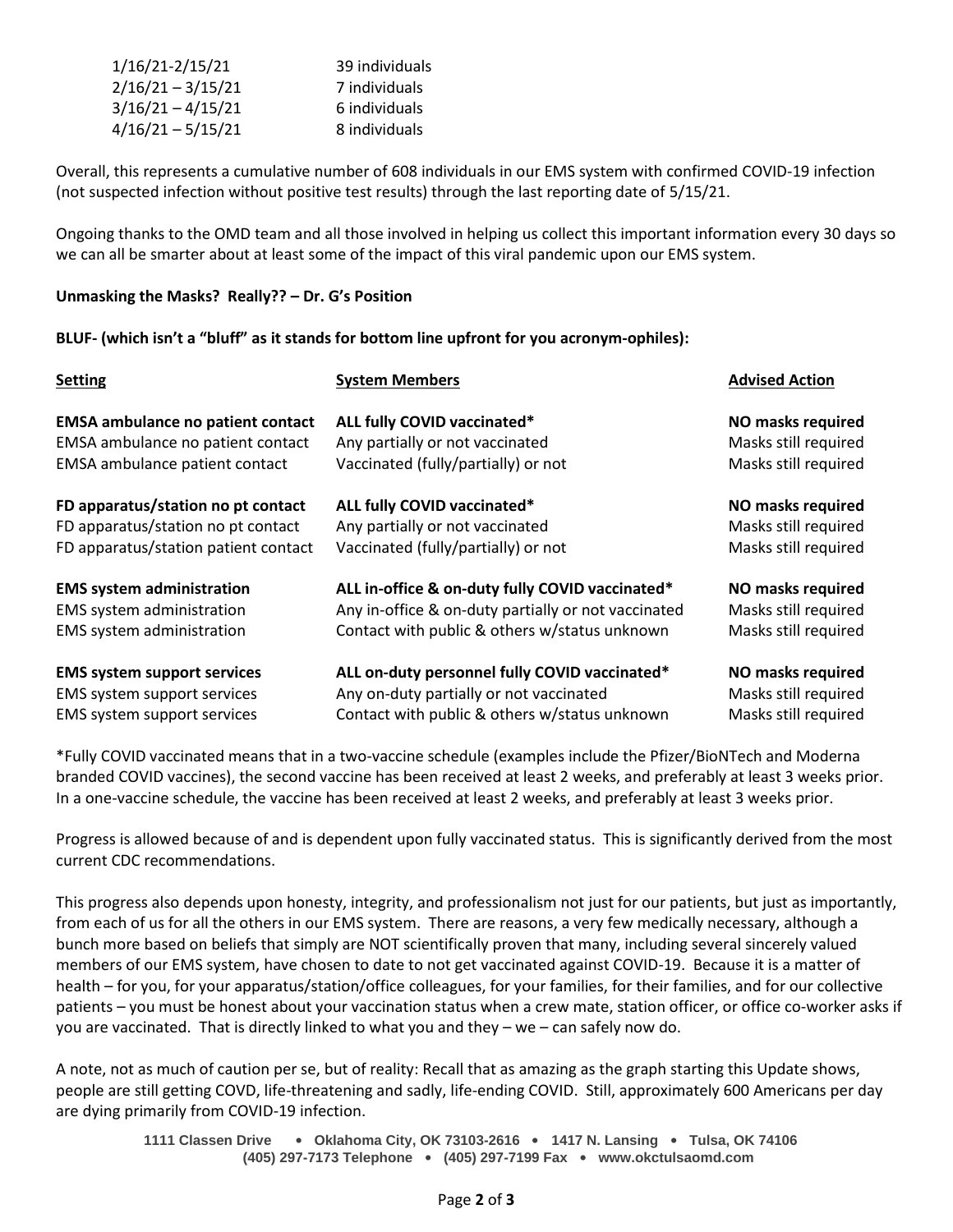| | |
|---|---|
| 1/16/21-2/15/21 | 39 individuals |
| 2/16/21 – 3/15/21 | 7 individuals |
| 3/16/21 – 4/15/21 | 6 individuals |
| 4/16/21 – 5/15/21 | 8 individuals |

Overall, this represents a cumulative number of 608 individuals in our EMS system with confirmed COVID-19 infection (not suspected infection without positive test results) through the last reporting date of 5/15/21.

Ongoing thanks to the OMD team and all those involved in helping us collect this important information every 30 days so we can all be smarter about at least some of the impact of this viral pandemic upon our EMS system.

**Unmasking the Masks? Really?? – Dr. G's Position**

**BLUF- (which isn't a "bluff" as it stands for bottom line upfront for you acronym-ophiles):**

| Setting | System Members | Advised Action |
|---|---|---|
| **EMSA ambulance no patient contact** | **ALL fully COVID vaccinated*** | **NO masks required** |
| EMSA ambulance no patient contact | Any partially or not vaccinated | Masks still required |
| EMSA ambulance patient contact | Vaccinated (fully/partially) or not | Masks still required |
| **FD apparatus/station no pt contact** | **ALL fully COVID vaccinated*** | **NO masks required** |
| FD apparatus/station no pt contact | Any partially or not vaccinated | Masks still required |
| FD apparatus/station patient contact | Vaccinated (fully/partially) or not | Masks still required |
| **EMS system administration** | **ALL in-office & on-duty fully COVID vaccinated*** | **NO masks required** |
| EMS system administration | Any in-office & on-duty partially or not vaccinated | Masks still required |
| EMS system administration | Contact with public & others w/status unknown | Masks still required |
| **EMS system support services** | **ALL on-duty personnel fully COVID vaccinated*** | **NO masks required** |
| EMS system support services | Any on-duty partially or not vaccinated | Masks still required |
| EMS system support services | Contact with public & others w/status unknown | Masks still required |

*Fully COVID vaccinated means that in a two-vaccine schedule (examples include the Pfizer/BioNTech and Moderna branded COVID vaccines), the second vaccine has been received at least 2 weeks, and preferably at least 3 weeks prior. In a one-vaccine schedule, the vaccine has been received at least 2 weeks, and preferably at least 3 weeks prior.

Progress is allowed because of and is dependent upon fully vaccinated status. This is significantly derived from the most current CDC recommendations.

This progress also depends upon honesty, integrity, and professionalism not just for our patients, but just as importantly, from each of us for all the others in our EMS system. There are reasons, a very few medically necessary, although a bunch more based on beliefs that simply are NOT scientifically proven that many, including several sincerely valued members of our EMS system, have chosen to date to not get vaccinated against COVID-19. Because it is a matter of health – for you, for your apparatus/station/office colleagues, for your families, for their families, and for our collective patients – you must be honest about your vaccination status when a crew mate, station officer, or office co-worker asks if you are vaccinated. That is directly linked to what you and they – we – can safely now do.

A note, not as much of caution per se, but of reality: Recall that as amazing as the graph starting this Update shows, people are still getting COVD, life-threatening and sadly, life-ending COVID. Still, approximately 600 Americans per day are dying primarily from COVID-19 infection.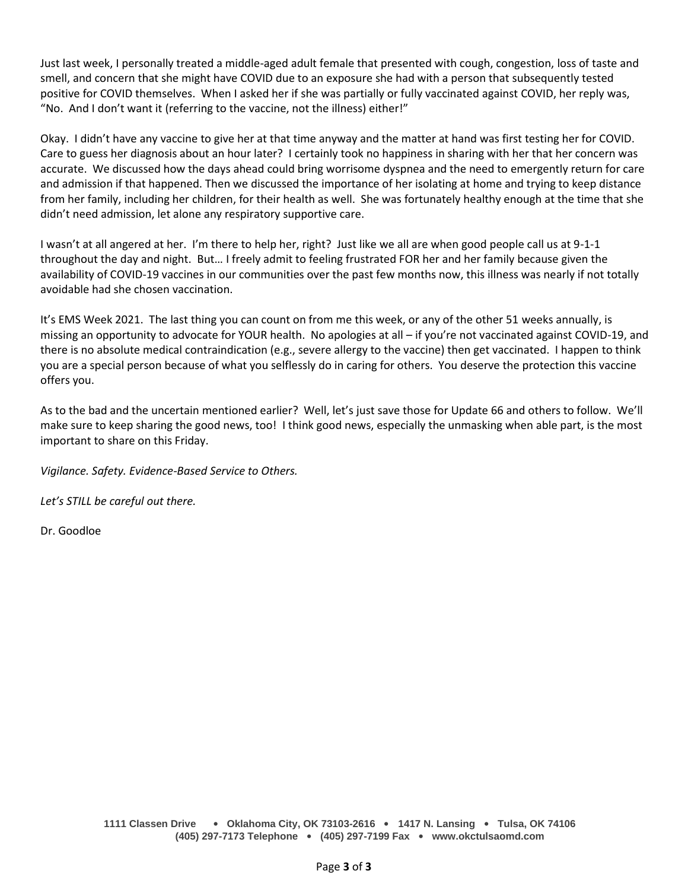Just last week, I personally treated a middle-aged adult female that presented with cough, congestion, loss of taste and smell, and concern that she might have COVID due to an exposure she had with a person that subsequently tested positive for COVID themselves. When I asked her if she was partially or fully vaccinated against COVID, her reply was, "No. And I don't want it (referring to the vaccine, not the illness) either!"

Okay. I didn't have any vaccine to give her at that time anyway and the matter at hand was first testing her for COVID. Care to guess her diagnosis about an hour later? I certainly took no happiness in sharing with her that her concern was accurate. We discussed how the days ahead could bring worrisome dyspnea and the need to emergently return for care and admission if that happened. Then we discussed the importance of her isolating at home and trying to keep distance from her family, including her children, for their health as well. She was fortunately healthy enough at the time that she didn't need admission, let alone any respiratory supportive care.

I wasn't at all angered at her. I'm there to help her, right? Just like we all are when good people call us at 9-1-1 throughout the day and night. But… I freely admit to feeling frustrated FOR her and her family because given the availability of COVID-19 vaccines in our communities over the past few months now, this illness was nearly if not totally avoidable had she chosen vaccination.

It's EMS Week 2021. The last thing you can count on from me this week, or any of the other 51 weeks annually, is missing an opportunity to advocate for YOUR health. No apologies at all – if you're not vaccinated against COVID-19, and there is no absolute medical contraindication (e.g., severe allergy to the vaccine) then get vaccinated. I happen to think you are a special person because of what you selflessly do in caring for others. You deserve the protection this vaccine offers you.

As to the bad and the uncertain mentioned earlier? Well, let's just save those for Update 66 and others to follow. We'll make sure to keep sharing the good news, too! I think good news, especially the unmasking when able part, is the most important to share on this Friday.

*Vigilance. Safety. Evidence-Based Service to Others.*

*Let's STILL be careful out there.*

Dr. Goodloe

**1111 Classen Drive • Oklahoma City, OK 73103-2616 • 1417 N. Lansing • Tulsa, OK 74106**
**(405) 297-7173 Telephone • (405) 297-7199 Fax • www.okctulsaomd.com**